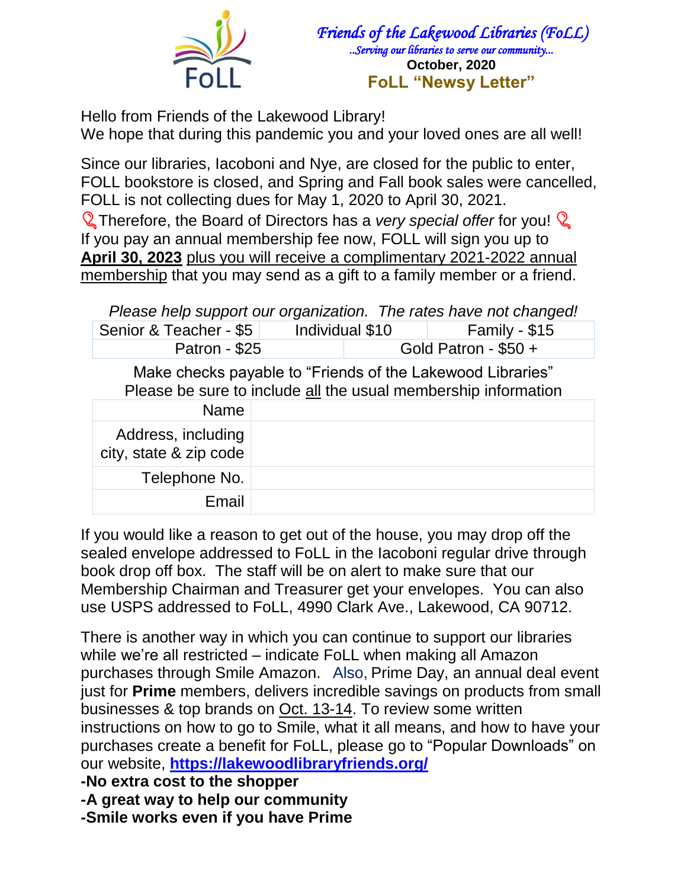# Friends of the Lakewood Libraries (FoLL)

*..Serving our libraries to serve our community...*

**October, 2020**

## FoLL "Newsy Letter"

Hello from Friends of the Lakewood Library!
We hope that during this pandemic you and your loved ones are all well!

Since our libraries, Iacoboni and Nye, are closed for the public to enter, FOLL bookstore is closed, and Spring and Fall book sales were cancelled, FOLL is not collecting dues for May 1, 2020 to April 30, 2021.

Therefore, the Board of Directors has a *very special offer* for you!
If you pay an annual membership fee now, FOLL will sign you up to **April 30, 2023** plus you will receive a complimentary 2021-2022 annual membership that you may send as a gift to a family member or a friend.

*Please help support our organization. The rates have not changed!*

| Senior & Teacher - $5 | Individual $10 | Family - $15 |
|---|---|---|
| Patron - $25 | Gold Patron - $50 + | |

Make checks payable to "Friends of the Lakewood Libraries"
Please be sure to include all the usual membership information

| | |
|---|---|
| Name | |
| Address, including city, state & zip code | |
| Telephone No. | |
| Email | |

If you would like a reason to get out of the house, you may drop off the sealed envelope addressed to FoLL in the Iacoboni regular drive through book drop off box. The staff will be on alert to make sure that our Membership Chairman and Treasurer get your envelopes. You can also use USPS addressed to FoLL, 4990 Clark Ave., Lakewood, CA 90712.

There is another way in which you can continue to support our libraries while we're all restricted – indicate FoLL when making all Amazon purchases through Smile Amazon. Also, Prime Day, an annual deal event just for **Prime** members, delivers incredible savings on products from small businesses & top brands on Oct. 13-14. To review some written instructions on how to go to Smile, what it all means, and how to have your purchases create a benefit for FoLL, please go to "Popular Downloads" on our website, **https://lakewoodlibraryfriends.org/**

**-No extra cost to the shopper**
**-A great way to help our community**
**-Smile works even if you have Prime**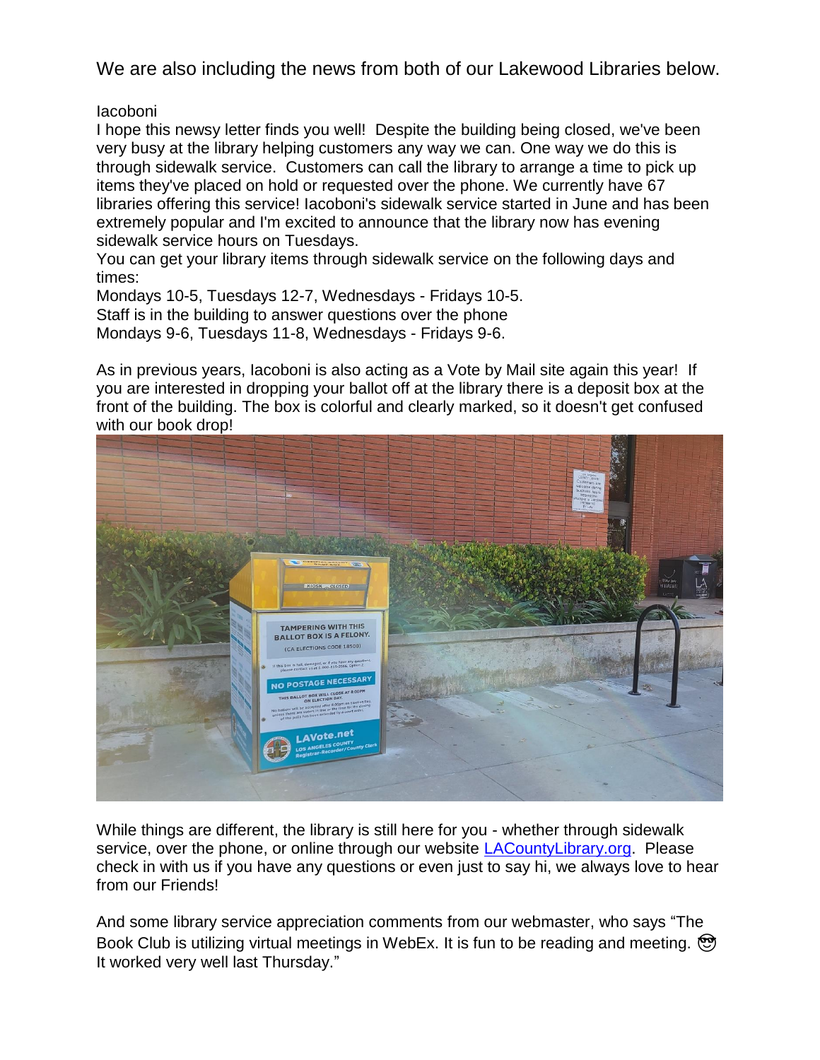We are also including the news from both of our Lakewood Libraries below.

Iacoboni

I hope this newsy letter finds you well! Despite the building being closed, we've been very busy at the library helping customers any way we can. One way we do this is through sidewalk service. Customers can call the library to arrange a time to pick up items they've placed on hold or requested over the phone. We currently have 67 libraries offering this service! Iacoboni's sidewalk service started in June and has been extremely popular and I'm excited to announce that the library now has evening sidewalk service hours on Tuesdays.

You can get your library items through sidewalk service on the following days and times:

Mondays 10-5, Tuesdays 12-7, Wednesdays - Fridays 10-5.

Staff is in the building to answer questions over the phone

Mondays 9-6, Tuesdays 11-8, Wednesdays - Fridays 9-6.

As in previous years, Iacoboni is also acting as a Vote by Mail site again this year! If you are interested in dropping your ballot off at the library there is a deposit box at the front of the building. The box is colorful and clearly marked, so it doesn't get confused with our book drop!

While things are different, the library is still here for you - whether through sidewalk service, over the phone, or online through our website [LACountyLibrary.org](LACountyLibrary.org). Please check in with us if you have any questions or even just to say hi, we always love to hear from our Friends!

And some library service appreciation comments from our webmaster, who says "The Book Club is utilizing virtual meetings in WebEx. It is fun to be reading and meeting. 😎 It worked very well last Thursday."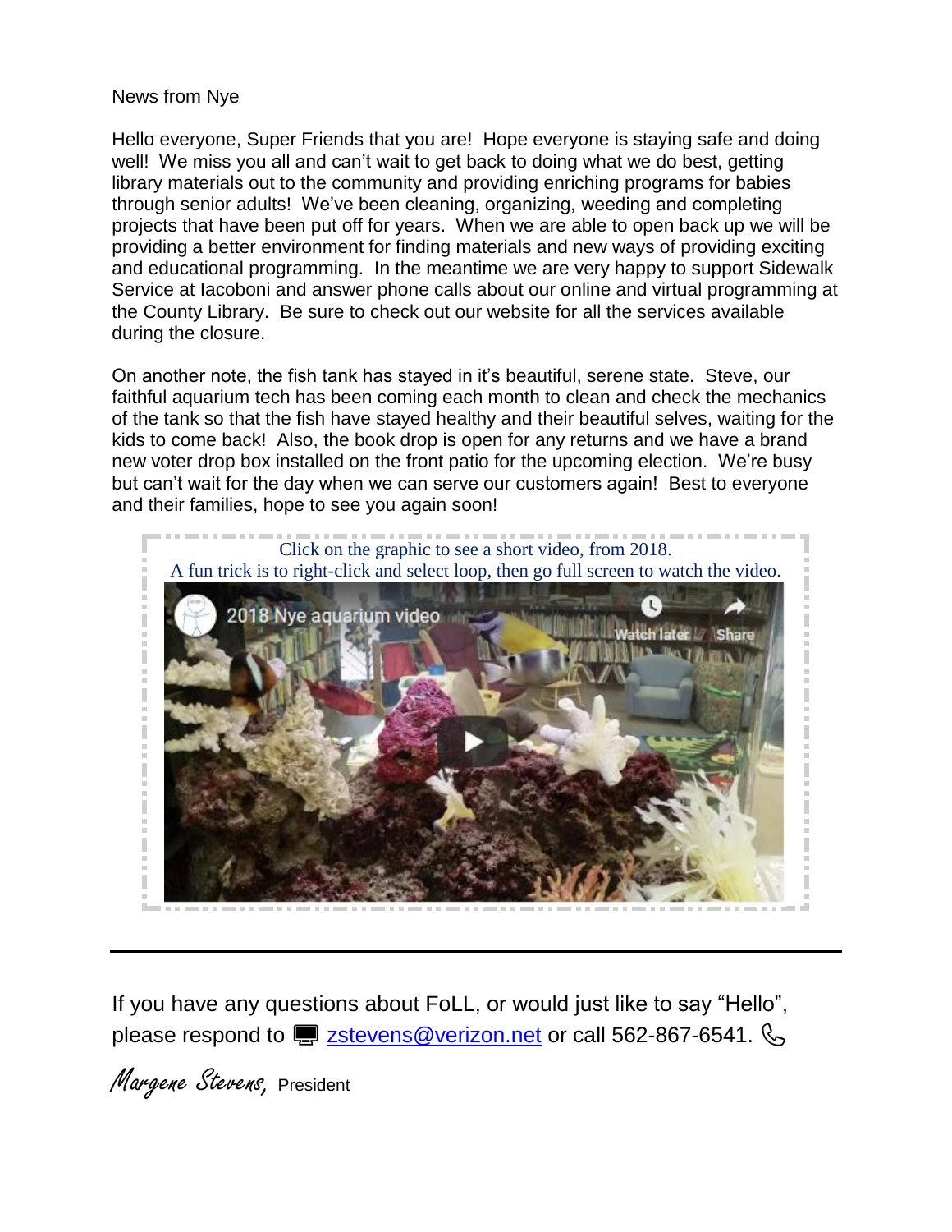News from Nye

Hello everyone, Super Friends that you are! Hope everyone is staying safe and doing well! We miss you all and can't wait to get back to doing what we do best, getting library materials out to the community and providing enriching programs for babies through senior adults! We've been cleaning, organizing, weeding and completing projects that have been put off for years. When we are able to open back up we will be providing a better environment for finding materials and new ways of providing exciting and educational programming. In the meantime we are very happy to support Sidewalk Service at Iacoboni and answer phone calls about our online and virtual programming at the County Library. Be sure to check out our website for all the services available during the closure.

On another note, the fish tank has stayed in it's beautiful, serene state. Steve, our faithful aquarium tech has been coming each month to clean and check the mechanics of the tank so that the fish have stayed healthy and their beautiful selves, waiting for the kids to come back! Also, the book drop is open for any returns and we have a brand new voter drop box installed on the front patio for the upcoming election. We're busy but can't wait for the day when we can serve our customers again! Best to everyone and their families, hope to see you again soon!

Click on the graphic to see a short video, from 2018.
A fun trick is to right-click and select loop, then go full screen to watch the video.

2018 Nye aquarium video

---

If you have any questions about FoLL, or would just like to say "Hello", please respond to zstevens@verizon.net or call 562-867-6541.

*Margene Stevens,* President